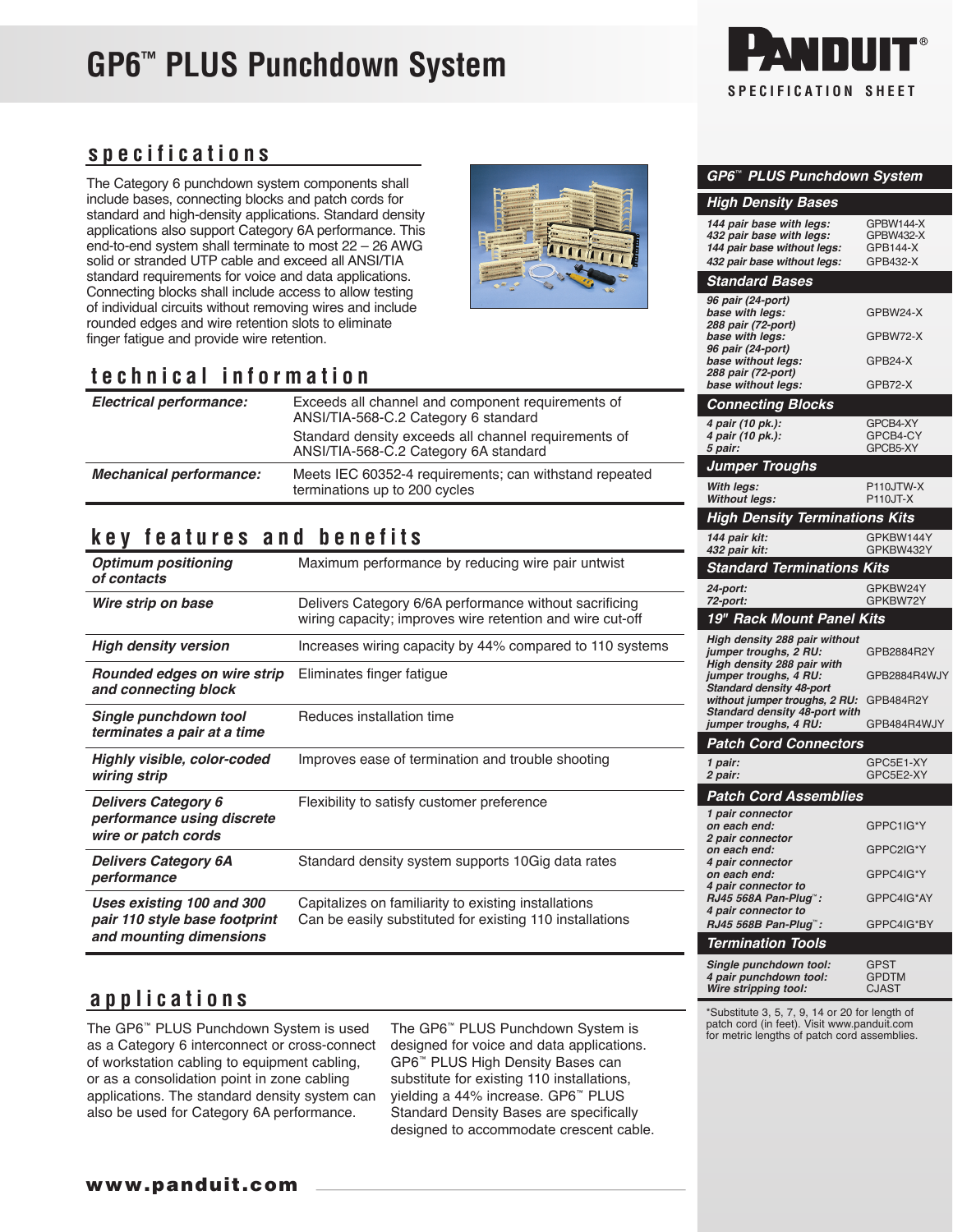# GP6™ PLUS Punchdown System

PANDUIT®

SPECIFICATION SHEET

## specifications

The Category 6 punchdown system components shall include bases, connecting blocks and patch cords for standard and high-density applications. Standard density applications also support Category 6A performance. This end-to-end system shall terminate to most 22 – 26 AWG solid or stranded UTP cable and exceed all ANSI/TIA standard requirements for voice and data applications. Connecting blocks shall include access to allow testing of individual circuits without removing wires and include rounded edges and wire retention slots to eliminate finger fatigue and provide wire retention.

## technical information

| | |
|---|---|
| ***Electrical performance:*** | Exceeds all channel and component requirements of ANSI/TIA-568-C.2 Category 6 standard<br>Standard density exceeds all channel requirements of ANSI/TIA-568-C.2 Category 6A standard |
| ***Mechanical performance:*** | Meets IEC 60352-4 requirements; can withstand repeated terminations up to 200 cycles |

## key features and benefits

| | |
|---|---|
| ***Optimum positioning of contacts*** | Maximum performance by reducing wire pair untwist |
| ***Wire strip on base*** | Delivers Category 6/6A performance without sacrificing wiring capacity; improves wire retention and wire cut-off |
| ***High density version*** | Increases wiring capacity by 44% compared to 110 systems |
| ***Rounded edges on wire strip and connecting block*** | Eliminates finger fatigue |
| ***Single punchdown tool terminates a pair at a time*** | Reduces installation time |
| ***Highly visible, color-coded wiring strip*** | Improves ease of termination and trouble shooting |
| ***Delivers Category 6 performance using discrete wire or patch cords*** | Flexibility to satisfy customer preference |
| ***Delivers Category 6A performance*** | Standard density system supports 10Gig data rates |
| ***Uses existing 100 and 300 pair 110 style base footprint and mounting dimensions*** | Capitalizes on familiarity to existing installations<br>Can be easily substituted for existing 110 installations |

## applications

The GP6™ PLUS Punchdown System is used as a Category 6 interconnect or cross-connect of workstation cabling to equipment cabling, or as a consolidation point in zone cabling applications. The standard density system can also be used for Category 6A performance.

The GP6™ PLUS Punchdown System is designed for voice and data applications. GP6™ PLUS High Density Bases can substitute for existing 110 installations, yielding a 44% increase. GP6™ PLUS Standard Density Bases are specifically designed to accommodate crescent cable.

www.panduit.com

## GP6™ PLUS Punchdown System

| | |
|---|---|
| **High Density Bases** | |
| *144 pair base with legs:* | GPBW144-X |
| *432 pair base with legs:* | GPBW432-X |
| *144 pair base without legs:* | GPB144-X |
| *432 pair base without legs:* | GPB432-X |
| **Standard Bases** | |
| *96 pair (24-port) base with legs:* | GPBW24-X |
| *288 pair (72-port) base with legs:* | GPBW72-X |
| *96 pair (24-port) base without legs:* | GPB24-X |
| *288 pair (72-port) base without legs:* | GPB72-X |
| **Connecting Blocks** | |
| *4 pair (10 pk.):* | GPCB4-XY |
| *4 pair (10 pk.):* | GPCB4-CY |
| *5 pair:* | GPCB5-XY |
| **Jumper Troughs** | |
| *With legs:* | P110JTW-X |
| *Without legs:* | P110JT-X |
| **High Density Terminations Kits** | |
| *144 pair kit:* | GPKBW144Y |
| *432 pair kit:* | GPKBW432Y |
| **Standard Terminations Kits** | |
| *24-port:* | GPKBW24Y |
| *72-port:* | GPKBW72Y |
| **19" Rack Mount Panel Kits** | |
| *High density 288 pair without jumper troughs, 2 RU:* | GPB2884R2Y |
| *High density 288 pair with jumper troughs, 4 RU:* | GPB2884R4WJY |
| *Standard density 48-port without jumper troughs, 2 RU:* | GPB484R2Y |
| *Standard density 48-port with jumper troughs, 4 RU:* | GPB484R4WJY |
| **Patch Cord Connectors** | |
| *1 pair:* | GPC5E1-XY |
| *2 pair:* | GPC5E2-XY |
| **Patch Cord Assemblies** | |
| *1 pair connector on each end:* | GPPC1IG*Y |
| *2 pair connector on each end:* | GPPC2IG*Y |
| *4 pair connector on each end:* | GPPC4IG*Y |
| *4 pair connector to RJ45 568A Pan-Plug™:* | GPPC4IG*AY |
| *4 pair connector to RJ45 568B Pan-Plug™:* | GPPC4IG*BY |
| **Termination Tools** | |
| *Single punchdown tool:* | GPST |
| *4 pair punchdown tool:* | GPDTM |
| *Wire stripping tool:* | CJAST |

*Substitute 3, 5, 7, 9, 14 or 20 for length of patch cord (in feet). Visit www.panduit.com for metric lengths of patch cord assemblies.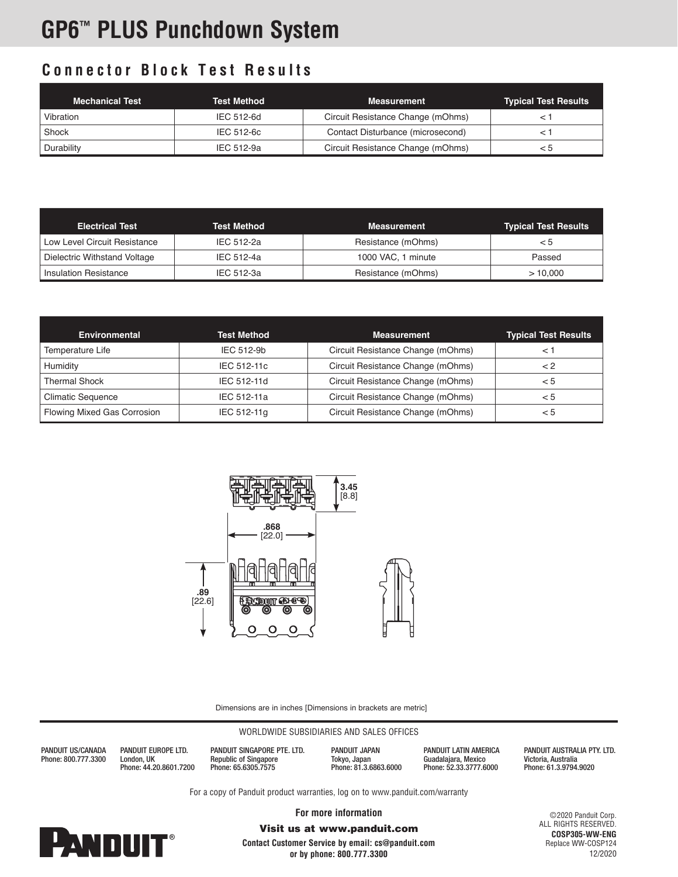# GP6™ PLUS Punchdown System

## Connector Block Test Results

| Mechanical Test | Test Method | Measurement | Typical Test Results |
|---|---|---|---|
| Vibration | IEC 512-6d | Circuit Resistance Change (mOhms) | < 1 |
| Shock | IEC 512-6c | Contact Disturbance (microsecond) | < 1 |
| Durability | IEC 512-9a | Circuit Resistance Change (mOhms) | < 5 |

| Electrical Test | Test Method | Measurement | Typical Test Results |
|---|---|---|---|
| Low Level Circuit Resistance | IEC 512-2a | Resistance (mOhms) | < 5 |
| Dielectric Withstand Voltage | IEC 512-4a | 1000 VAC, 1 minute | Passed |
| Insulation Resistance | IEC 512-3a | Resistance (mOhms) | > 10,000 |

| Environmental | Test Method | Measurement | Typical Test Results |
|---|---|---|---|
| Temperature Life | IEC 512-9b | Circuit Resistance Change (mOhms) | < 1 |
| Humidity | IEC 512-11c | Circuit Resistance Change (mOhms) | < 2 |
| Thermal Shock | IEC 512-11d | Circuit Resistance Change (mOhms) | < 5 |
| Climatic Sequence | IEC 512-11a | Circuit Resistance Change (mOhms) | < 5 |
| Flowing Mixed Gas Corrosion | IEC 512-11g | Circuit Resistance Change (mOhms) | < 5 |

3.45
[8.8]

.868
[22.0]

.89
[22.6]

Dimensions are in inches [Dimensions in brackets are metric]

WORLDWIDE SUBSIDIARIES AND SALES OFFICES

**PANDUIT US/CANADA**
Phone: 800.777.3300

**PANDUIT EUROPE LTD.**
London, UK
Phone: 44.20.8601.7200

**PANDUIT SINGAPORE PTE. LTD.**
Republic of Singapore
Phone: 65.6305.7575

**PANDUIT JAPAN**
Tokyo, Japan
Phone: 81.3.6863.6000

**PANDUIT LATIN AMERICA**
Guadalajara, Mexico
Phone: 52.33.3777.6000

**PANDUIT AUSTRALIA PTY. LTD.**
Victoria, Australia
Phone: 61.3.9794.9020

For a copy of Panduit product warranties, log on to www.panduit.com/warranty

**For more information**

**Visit us at www.panduit.com**

**Contact Customer Service by email: cs@panduit.com**
**or by phone: 800.777.3300**

PANDUIT®

©2020 Panduit Corp.
ALL RIGHTS RESERVED.
**COSP305-WW-ENG**
Replace WW-COSP124
12/2020